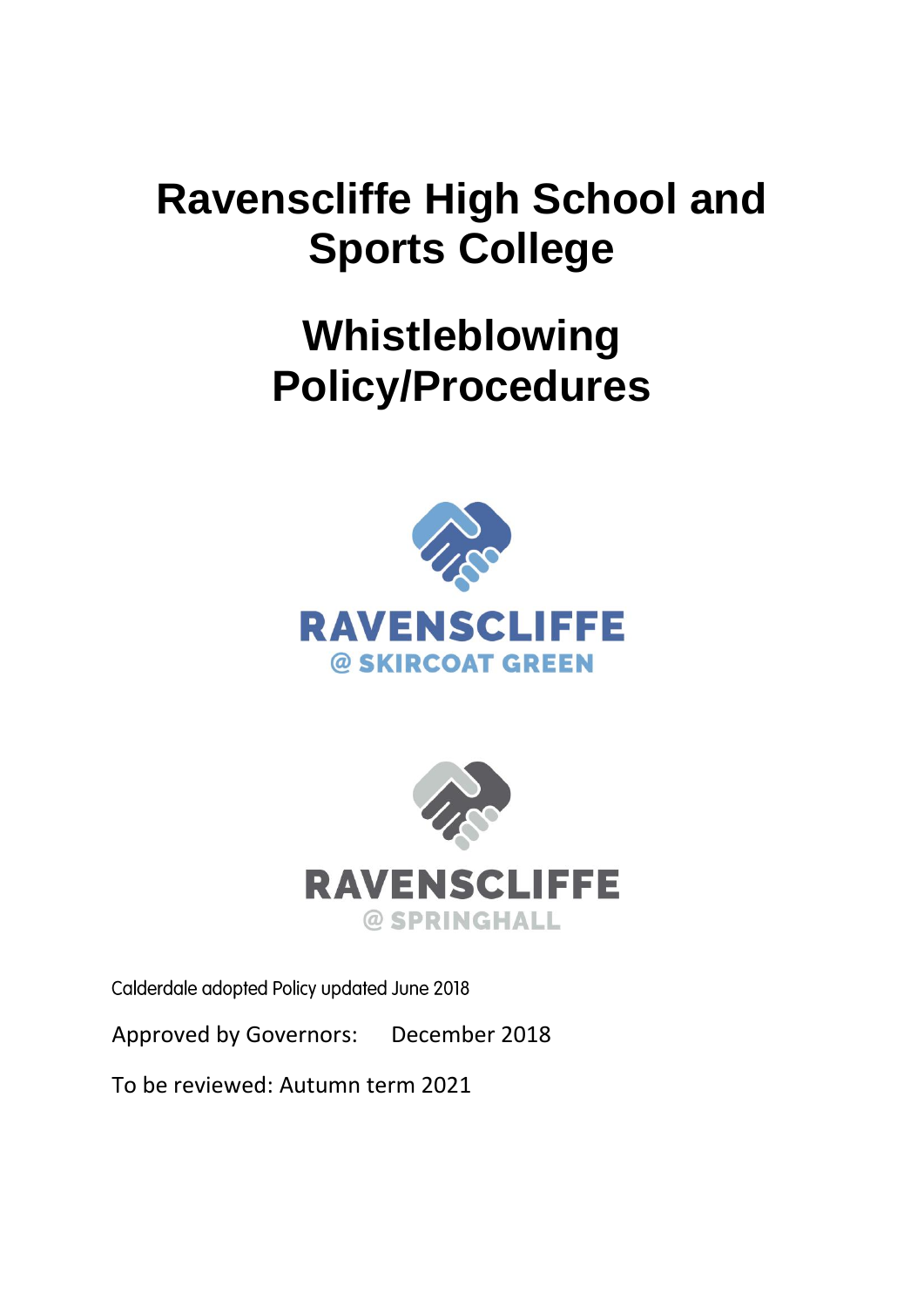# Ravenscliffe High School and Sports College

# Whistleblowing Policy/Procedures

RAVENSCLIFFE

@ SKIRCOAT GREEN

RAVENSCLIFFE

@ SPRINGHALL

Calderdale adopted Policy updated June 2018

Approved by Governors: December 2018

To be reviewed: Autumn term 2021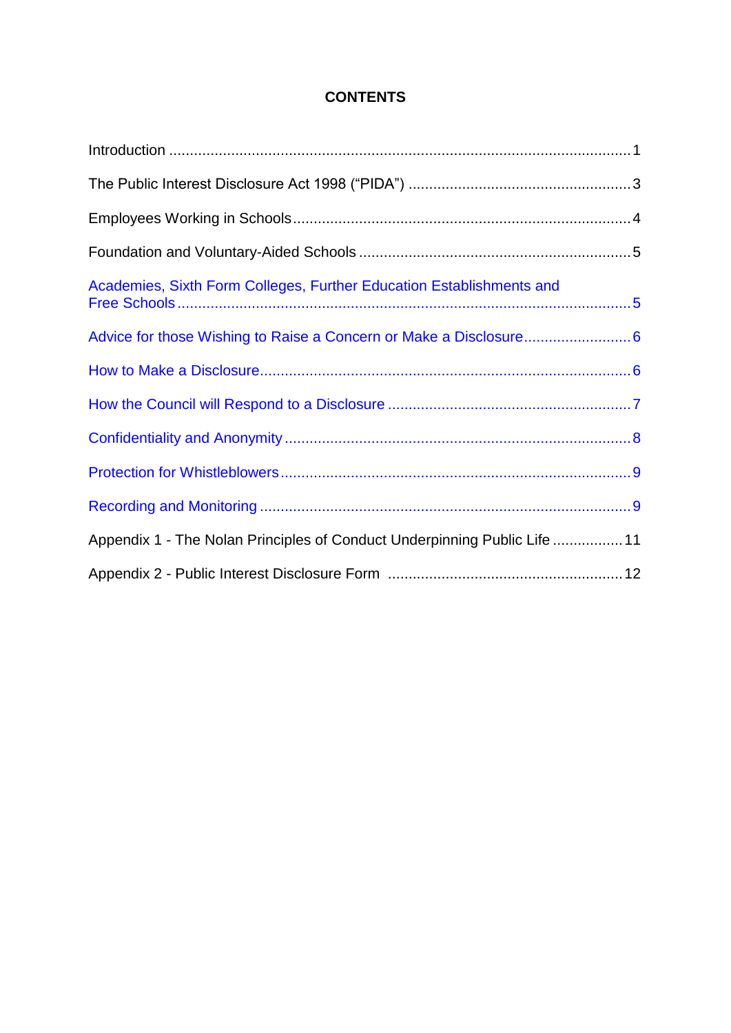# CONTENTS

| | |
|---|---|
| Introduction | 1 |
| The Public Interest Disclosure Act 1998 (“PIDA”) | 3 |
| Employees Working in Schools | 4 |
| Foundation and Voluntary-Aided Schools | 5 |
| Academies, Sixth Form Colleges, Further Education Establishments and Free Schools | 5 |
| Advice for those Wishing to Raise a Concern or Make a Disclosure | 6 |
| How to Make a Disclosure | 6 |
| How the Council will Respond to a Disclosure | 7 |
| Confidentiality and Anonymity | 8 |
| Protection for Whistleblowers | 9 |
| Recording and Monitoring | 9 |
| Appendix 1 - The Nolan Principles of Conduct Underpinning Public Life | 11 |
| Appendix 2 - Public Interest Disclosure Form | 12 |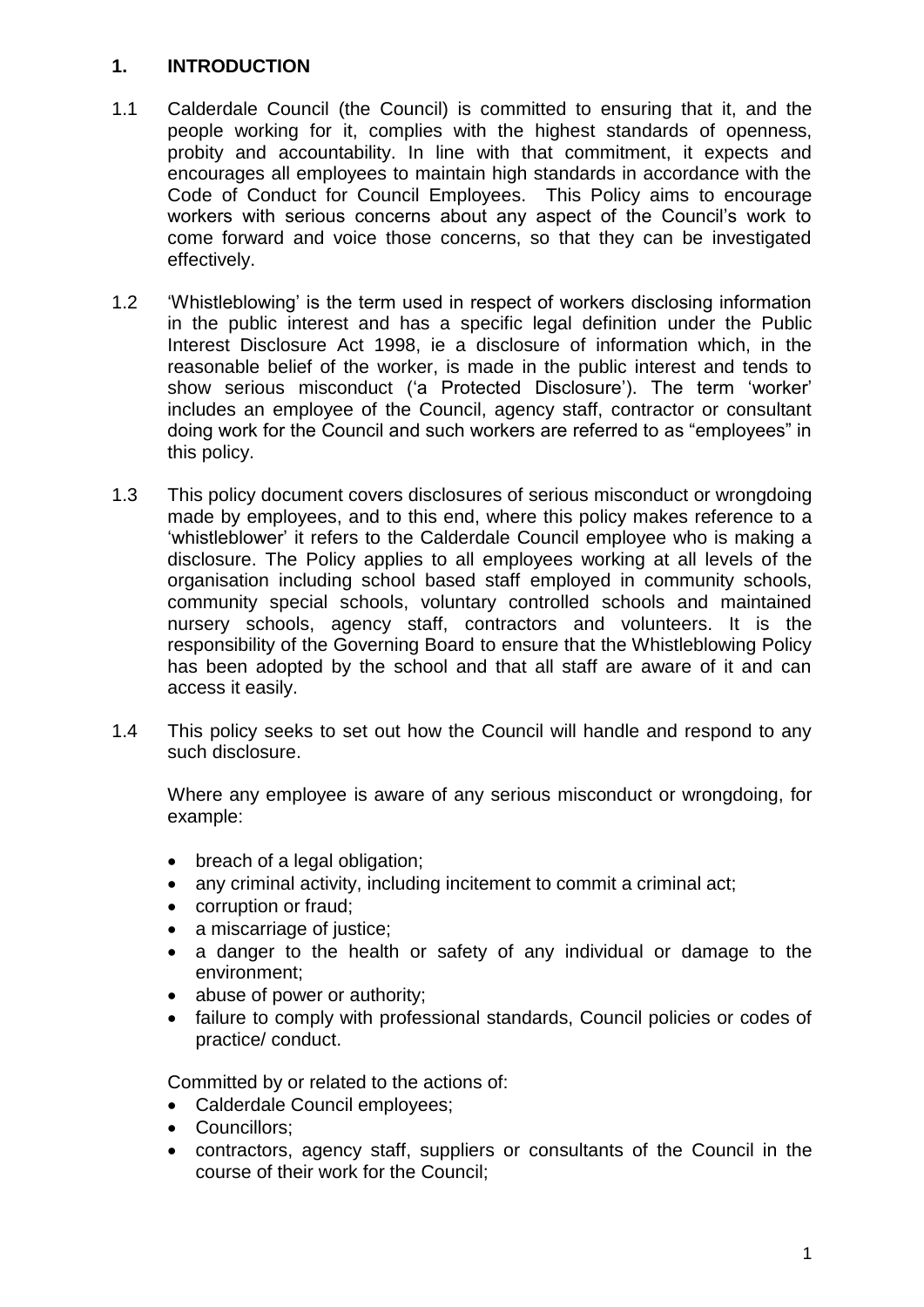## 1. INTRODUCTION

1.1 Calderdale Council (the Council) is committed to ensuring that it, and the people working for it, complies with the highest standards of openness, probity and accountability. In line with that commitment, it expects and encourages all employees to maintain high standards in accordance with the Code of Conduct for Council Employees. This Policy aims to encourage workers with serious concerns about any aspect of the Council's work to come forward and voice those concerns, so that they can be investigated effectively.

1.2 'Whistleblowing' is the term used in respect of workers disclosing information in the public interest and has a specific legal definition under the Public Interest Disclosure Act 1998, ie a disclosure of information which, in the reasonable belief of the worker, is made in the public interest and tends to show serious misconduct ('a Protected Disclosure'). The term 'worker' includes an employee of the Council, agency staff, contractor or consultant doing work for the Council and such workers are referred to as "employees" in this policy.

1.3 This policy document covers disclosures of serious misconduct or wrongdoing made by employees, and to this end, where this policy makes reference to a 'whistleblower' it refers to the Calderdale Council employee who is making a disclosure. The Policy applies to all employees working at all levels of the organisation including school based staff employed in community schools, community special schools, voluntary controlled schools and maintained nursery schools, agency staff, contractors and volunteers. It is the responsibility of the Governing Board to ensure that the Whistleblowing Policy has been adopted by the school and that all staff are aware of it and can access it easily.

1.4 This policy seeks to set out how the Council will handle and respond to any such disclosure.

Where any employee is aware of any serious misconduct or wrongdoing, for example:

- breach of a legal obligation;
- any criminal activity, including incitement to commit a criminal act;
- corruption or fraud;
- a miscarriage of justice;
- a danger to the health or safety of any individual or damage to the environment;
- abuse of power or authority;
- failure to comply with professional standards, Council policies or codes of practice/ conduct.

Committed by or related to the actions of:

- Calderdale Council employees;
- Councillors;
- contractors, agency staff, suppliers or consultants of the Council in the course of their work for the Council;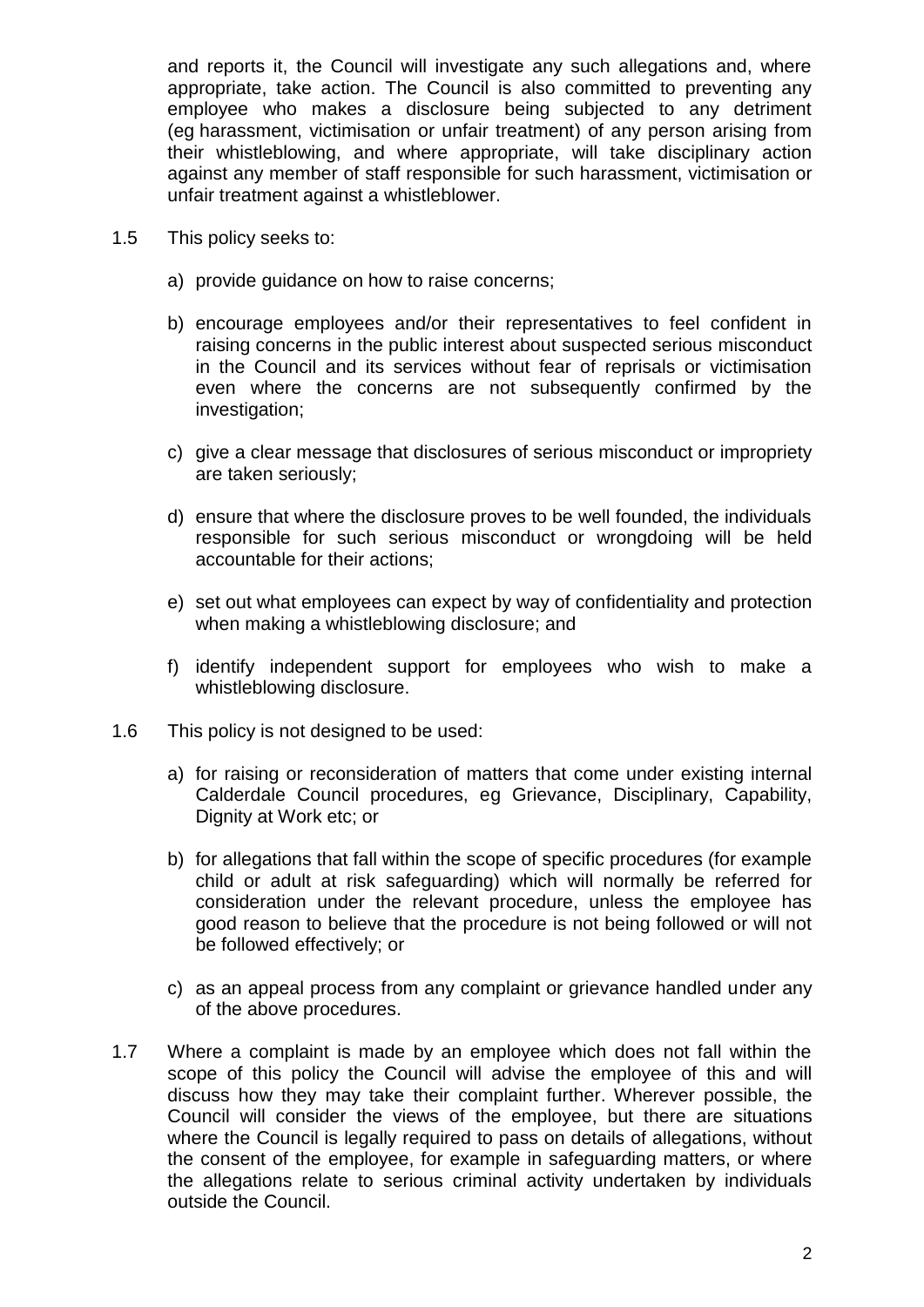and reports it, the Council will investigate any such allegations and, where appropriate, take action. The Council is also committed to preventing any employee who makes a disclosure being subjected to any detriment (eg harassment, victimisation or unfair treatment) of any person arising from their whistleblowing, and where appropriate, will take disciplinary action against any member of staff responsible for such harassment, victimisation or unfair treatment against a whistleblower.

1.5 This policy seeks to:

a) provide guidance on how to raise concerns;

b) encourage employees and/or their representatives to feel confident in raising concerns in the public interest about suspected serious misconduct in the Council and its services without fear of reprisals or victimisation even where the concerns are not subsequently confirmed by the investigation;

c) give a clear message that disclosures of serious misconduct or impropriety are taken seriously;

d) ensure that where the disclosure proves to be well founded, the individuals responsible for such serious misconduct or wrongdoing will be held accountable for their actions;

e) set out what employees can expect by way of confidentiality and protection when making a whistleblowing disclosure; and

f) identify independent support for employees who wish to make a whistleblowing disclosure.

1.6 This policy is not designed to be used:

a) for raising or reconsideration of matters that come under existing internal Calderdale Council procedures, eg Grievance, Disciplinary, Capability, Dignity at Work etc; or

b) for allegations that fall within the scope of specific procedures (for example child or adult at risk safeguarding) which will normally be referred for consideration under the relevant procedure, unless the employee has good reason to believe that the procedure is not being followed or will not be followed effectively; or

c) as an appeal process from any complaint or grievance handled under any of the above procedures.

1.7 Where a complaint is made by an employee which does not fall within the scope of this policy the Council will advise the employee of this and will discuss how they may take their complaint further. Wherever possible, the Council will consider the views of the employee, but there are situations where the Council is legally required to pass on details of allegations, without the consent of the employee, for example in safeguarding matters, or where the allegations relate to serious criminal activity undertaken by individuals outside the Council.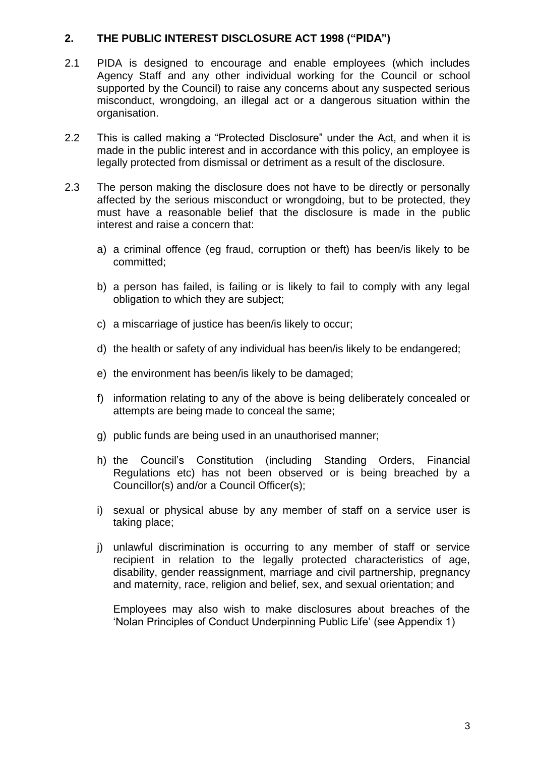## 2. THE PUBLIC INTEREST DISCLOSURE ACT 1998 ("PIDA")

2.1 PIDA is designed to encourage and enable employees (which includes Agency Staff and any other individual working for the Council or school supported by the Council) to raise any concerns about any suspected serious misconduct, wrongdoing, an illegal act or a dangerous situation within the organisation.

2.2 This is called making a "Protected Disclosure" under the Act, and when it is made in the public interest and in accordance with this policy, an employee is legally protected from dismissal or detriment as a result of the disclosure.

2.3 The person making the disclosure does not have to be directly or personally affected by the serious misconduct or wrongdoing, but to be protected, they must have a reasonable belief that the disclosure is made in the public interest and raise a concern that:

a) a criminal offence (eg fraud, corruption or theft) has been/is likely to be committed;

b) a person has failed, is failing or is likely to fail to comply with any legal obligation to which they are subject;

c) a miscarriage of justice has been/is likely to occur;

d) the health or safety of any individual has been/is likely to be endangered;

e) the environment has been/is likely to be damaged;

f) information relating to any of the above is being deliberately concealed or attempts are being made to conceal the same;

g) public funds are being used in an unauthorised manner;

h) the Council's Constitution (including Standing Orders, Financial Regulations etc) has not been observed or is being breached by a Councillor(s) and/or a Council Officer(s);

i) sexual or physical abuse by any member of staff on a service user is taking place;

j) unlawful discrimination is occurring to any member of staff or service recipient in relation to the legally protected characteristics of age, disability, gender reassignment, marriage and civil partnership, pregnancy and maternity, race, religion and belief, sex, and sexual orientation; and

Employees may also wish to make disclosures about breaches of the 'Nolan Principles of Conduct Underpinning Public Life' (see Appendix 1)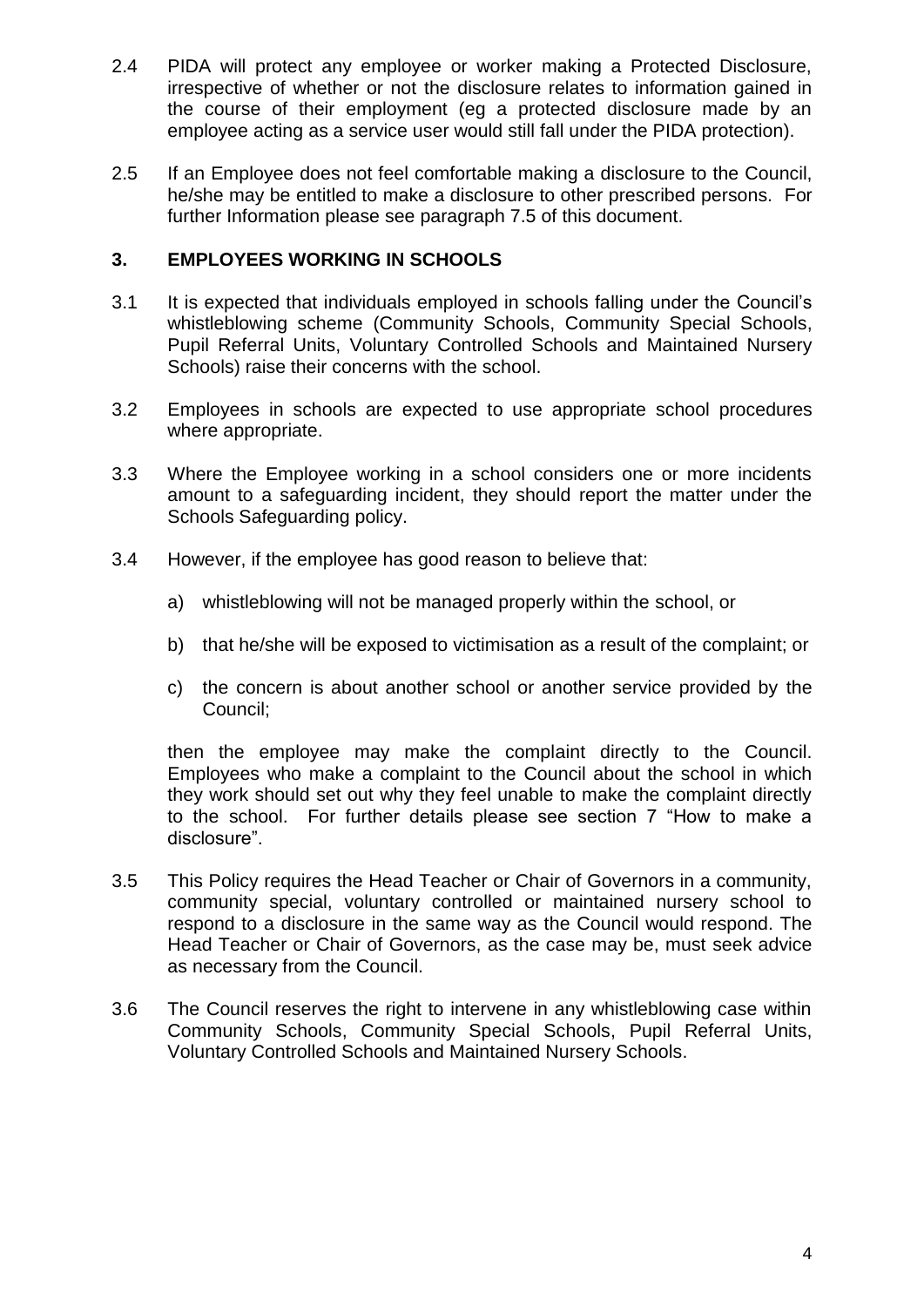2.4 PIDA will protect any employee or worker making a Protected Disclosure, irrespective of whether or not the disclosure relates to information gained in the course of their employment (eg a protected disclosure made by an employee acting as a service user would still fall under the PIDA protection).

2.5 If an Employee does not feel comfortable making a disclosure to the Council, he/she may be entitled to make a disclosure to other prescribed persons. For further Information please see paragraph 7.5 of this document.

## 3. EMPLOYEES WORKING IN SCHOOLS

3.1 It is expected that individuals employed in schools falling under the Council's whistleblowing scheme (Community Schools, Community Special Schools, Pupil Referral Units, Voluntary Controlled Schools and Maintained Nursery Schools) raise their concerns with the school.

3.2 Employees in schools are expected to use appropriate school procedures where appropriate.

3.3 Where the Employee working in a school considers one or more incidents amount to a safeguarding incident, they should report the matter under the Schools Safeguarding policy.

3.4 However, if the employee has good reason to believe that:

a) whistleblowing will not be managed properly within the school, or

b) that he/she will be exposed to victimisation as a result of the complaint; or

c) the concern is about another school or another service provided by the Council;

then the employee may make the complaint directly to the Council. Employees who make a complaint to the Council about the school in which they work should set out why they feel unable to make the complaint directly to the school. For further details please see section 7 "How to make a disclosure".

3.5 This Policy requires the Head Teacher or Chair of Governors in a community, community special, voluntary controlled or maintained nursery school to respond to a disclosure in the same way as the Council would respond. The Head Teacher or Chair of Governors, as the case may be, must seek advice as necessary from the Council.

3.6 The Council reserves the right to intervene in any whistleblowing case within Community Schools, Community Special Schools, Pupil Referral Units, Voluntary Controlled Schools and Maintained Nursery Schools.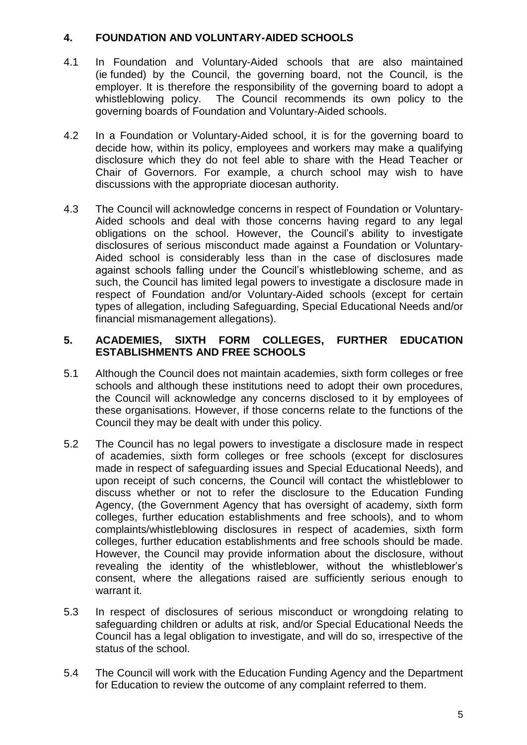## 4. FOUNDATION AND VOLUNTARY-AIDED SCHOOLS

4.1 In Foundation and Voluntary-Aided schools that are also maintained (ie funded) by the Council, the governing board, not the Council, is the employer. It is therefore the responsibility of the governing board to adopt a whistleblowing policy. The Council recommends its own policy to the governing boards of Foundation and Voluntary-Aided schools.

4.2 In a Foundation or Voluntary-Aided school, it is for the governing board to decide how, within its policy, employees and workers may make a qualifying disclosure which they do not feel able to share with the Head Teacher or Chair of Governors. For example, a church school may wish to have discussions with the appropriate diocesan authority.

4.3 The Council will acknowledge concerns in respect of Foundation or Voluntary-Aided schools and deal with those concerns having regard to any legal obligations on the school. However, the Council's ability to investigate disclosures of serious misconduct made against a Foundation or Voluntary-Aided school is considerably less than in the case of disclosures made against schools falling under the Council's whistleblowing scheme, and as such, the Council has limited legal powers to investigate a disclosure made in respect of Foundation and/or Voluntary-Aided schools (except for certain types of allegation, including Safeguarding, Special Educational Needs and/or financial mismanagement allegations).

## 5. ACADEMIES, SIXTH FORM COLLEGES, FURTHER EDUCATION ESTABLISHMENTS AND FREE SCHOOLS

5.1 Although the Council does not maintain academies, sixth form colleges or free schools and although these institutions need to adopt their own procedures, the Council will acknowledge any concerns disclosed to it by employees of these organisations. However, if those concerns relate to the functions of the Council they may be dealt with under this policy.

5.2 The Council has no legal powers to investigate a disclosure made in respect of academies, sixth form colleges or free schools (except for disclosures made in respect of safeguarding issues and Special Educational Needs), and upon receipt of such concerns, the Council will contact the whistleblower to discuss whether or not to refer the disclosure to the Education Funding Agency, (the Government Agency that has oversight of academy, sixth form colleges, further education establishments and free schools), and to whom complaints/whistleblowing disclosures in respect of academies, sixth form colleges, further education establishments and free schools should be made. However, the Council may provide information about the disclosure, without revealing the identity of the whistleblower, without the whistleblower's consent, where the allegations raised are sufficiently serious enough to warrant it.

5.3 In respect of disclosures of serious misconduct or wrongdoing relating to safeguarding children or adults at risk, and/or Special Educational Needs the Council has a legal obligation to investigate, and will do so, irrespective of the status of the school.

5.4 The Council will work with the Education Funding Agency and the Department for Education to review the outcome of any complaint referred to them.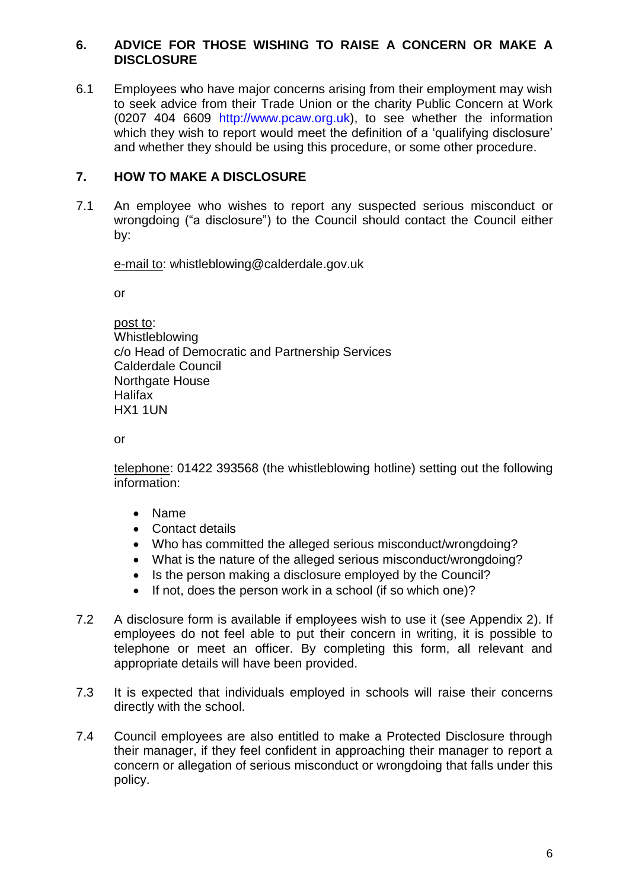## 6. ADVICE FOR THOSE WISHING TO RAISE A CONCERN OR MAKE A DISCLOSURE

6.1 Employees who have major concerns arising from their employment may wish to seek advice from their Trade Union or the charity Public Concern at Work (0207 404 6609 http://www.pcaw.org.uk), to see whether the information which they wish to report would meet the definition of a 'qualifying disclosure' and whether they should be using this procedure, or some other procedure.

## 7. HOW TO MAKE A DISCLOSURE

7.1 An employee who wishes to report any suspected serious misconduct or wrongdoing ("a disclosure") to the Council should contact the Council either by:

<u>e-mail to</u>: whistleblowing@calderdale.gov.uk

or

<u>post to</u>:
Whistleblowing
c/o Head of Democratic and Partnership Services
Calderdale Council
Northgate House
Halifax
HX1 1UN

or

<u>telephone</u>: 01422 393568 (the whistleblowing hotline) setting out the following information:

- Name
- Contact details
- Who has committed the alleged serious misconduct/wrongdoing?
- What is the nature of the alleged serious misconduct/wrongdoing?
- Is the person making a disclosure employed by the Council?
- If not, does the person work in a school (if so which one)?

7.2 A disclosure form is available if employees wish to use it (see Appendix 2). If employees do not feel able to put their concern in writing, it is possible to telephone or meet an officer. By completing this form, all relevant and appropriate details will have been provided.

7.3 It is expected that individuals employed in schools will raise their concerns directly with the school.

7.4 Council employees are also entitled to make a Protected Disclosure through their manager, if they feel confident in approaching their manager to report a concern or allegation of serious misconduct or wrongdoing that falls under this policy.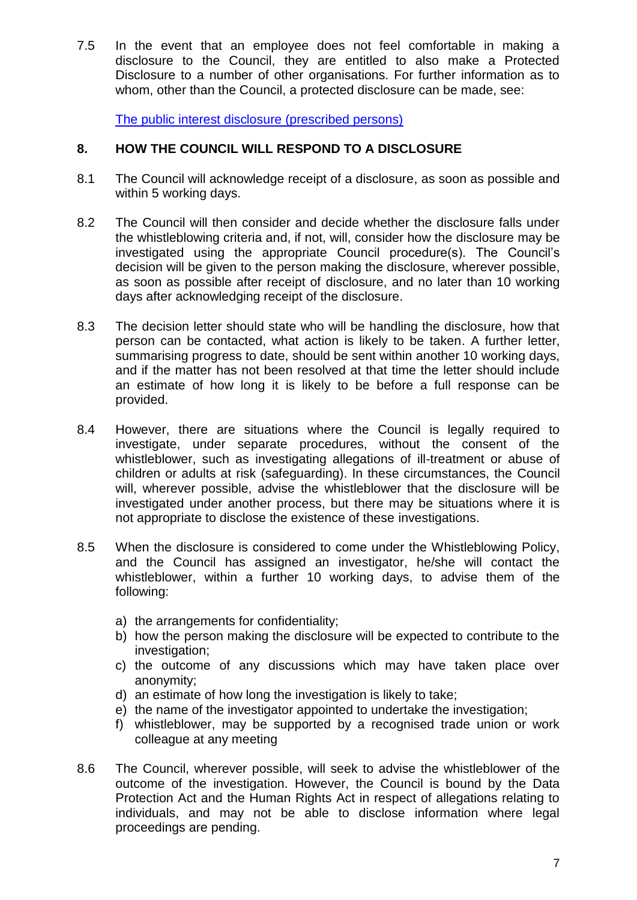7.5 In the event that an employee does not feel comfortable in making a disclosure to the Council, they are entitled to also make a Protected Disclosure to a number of other organisations. For further information as to whom, other than the Council, a protected disclosure can be made, see:

The public interest disclosure (prescribed persons)

## 8. HOW THE COUNCIL WILL RESPOND TO A DISCLOSURE

8.1 The Council will acknowledge receipt of a disclosure, as soon as possible and within 5 working days.

8.2 The Council will then consider and decide whether the disclosure falls under the whistleblowing criteria and, if not, will, consider how the disclosure may be investigated using the appropriate Council procedure(s). The Council's decision will be given to the person making the disclosure, wherever possible, as soon as possible after receipt of disclosure, and no later than 10 working days after acknowledging receipt of the disclosure.

8.3 The decision letter should state who will be handling the disclosure, how that person can be contacted, what action is likely to be taken. A further letter, summarising progress to date, should be sent within another 10 working days, and if the matter has not been resolved at that time the letter should include an estimate of how long it is likely to be before a full response can be provided.

8.4 However, there are situations where the Council is legally required to investigate, under separate procedures, without the consent of the whistleblower, such as investigating allegations of ill-treatment or abuse of children or adults at risk (safeguarding). In these circumstances, the Council will, wherever possible, advise the whistleblower that the disclosure will be investigated under another process, but there may be situations where it is not appropriate to disclose the existence of these investigations.

8.5 When the disclosure is considered to come under the Whistleblowing Policy, and the Council has assigned an investigator, he/she will contact the whistleblower, within a further 10 working days, to advise them of the following:

a) the arrangements for confidentiality;
b) how the person making the disclosure will be expected to contribute to the investigation;
c) the outcome of any discussions which may have taken place over anonymity;
d) an estimate of how long the investigation is likely to take;
e) the name of the investigator appointed to undertake the investigation;
f) whistleblower, may be supported by a recognised trade union or work colleague at any meeting

8.6 The Council, wherever possible, will seek to advise the whistleblower of the outcome of the investigation. However, the Council is bound by the Data Protection Act and the Human Rights Act in respect of allegations relating to individuals, and may not be able to disclose information where legal proceedings are pending.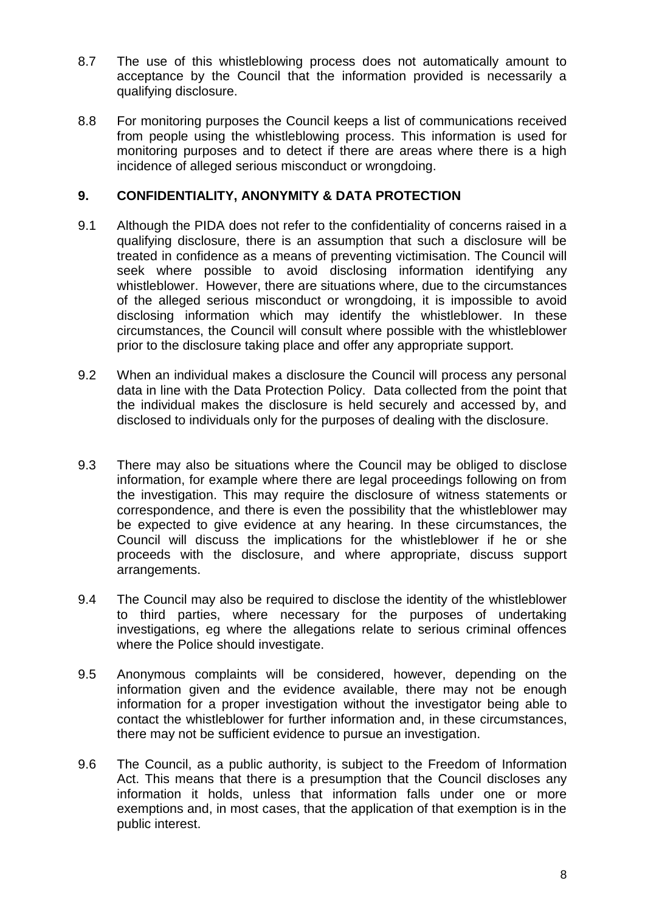8.7 The use of this whistleblowing process does not automatically amount to acceptance by the Council that the information provided is necessarily a qualifying disclosure.

8.8 For monitoring purposes the Council keeps a list of communications received from people using the whistleblowing process. This information is used for monitoring purposes and to detect if there are areas where there is a high incidence of alleged serious misconduct or wrongdoing.

## 9. CONFIDENTIALITY, ANONYMITY & DATA PROTECTION

9.1 Although the PIDA does not refer to the confidentiality of concerns raised in a qualifying disclosure, there is an assumption that such a disclosure will be treated in confidence as a means of preventing victimisation. The Council will seek where possible to avoid disclosing information identifying any whistleblower. However, there are situations where, due to the circumstances of the alleged serious misconduct or wrongdoing, it is impossible to avoid disclosing information which may identify the whistleblower. In these circumstances, the Council will consult where possible with the whistleblower prior to the disclosure taking place and offer any appropriate support.

9.2 When an individual makes a disclosure the Council will process any personal data in line with the Data Protection Policy. Data collected from the point that the individual makes the disclosure is held securely and accessed by, and disclosed to individuals only for the purposes of dealing with the disclosure.

9.3 There may also be situations where the Council may be obliged to disclose information, for example where there are legal proceedings following on from the investigation. This may require the disclosure of witness statements or correspondence, and there is even the possibility that the whistleblower may be expected to give evidence at any hearing. In these circumstances, the Council will discuss the implications for the whistleblower if he or she proceeds with the disclosure, and where appropriate, discuss support arrangements.

9.4 The Council may also be required to disclose the identity of the whistleblower to third parties, where necessary for the purposes of undertaking investigations, eg where the allegations relate to serious criminal offences where the Police should investigate.

9.5 Anonymous complaints will be considered, however, depending on the information given and the evidence available, there may not be enough information for a proper investigation without the investigator being able to contact the whistleblower for further information and, in these circumstances, there may not be sufficient evidence to pursue an investigation.

9.6 The Council, as a public authority, is subject to the Freedom of Information Act. This means that there is a presumption that the Council discloses any information it holds, unless that information falls under one or more exemptions and, in most cases, that the application of that exemption is in the public interest.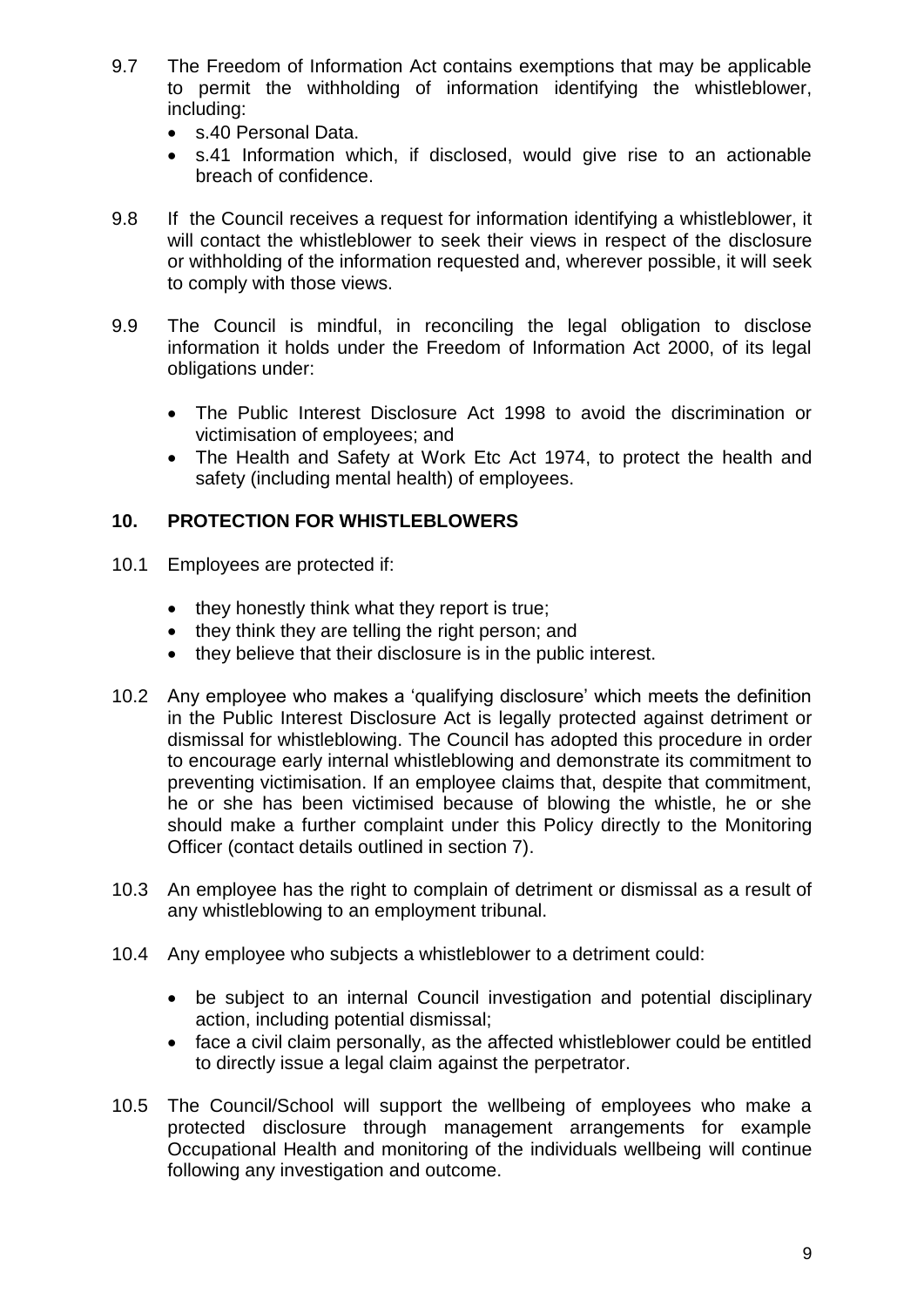9.7 The Freedom of Information Act contains exemptions that may be applicable to permit the withholding of information identifying the whistleblower, including:

- s.40 Personal Data.
- s.41 Information which, if disclosed, would give rise to an actionable breach of confidence.

9.8 If the Council receives a request for information identifying a whistleblower, it will contact the whistleblower to seek their views in respect of the disclosure or withholding of the information requested and, wherever possible, it will seek to comply with those views.

9.9 The Council is mindful, in reconciling the legal obligation to disclose information it holds under the Freedom of Information Act 2000, of its legal obligations under:

- The Public Interest Disclosure Act 1998 to avoid the discrimination or victimisation of employees; and
- The Health and Safety at Work Etc Act 1974, to protect the health and safety (including mental health) of employees.

## 10. PROTECTION FOR WHISTLEBLOWERS

10.1 Employees are protected if:

- they honestly think what they report is true;
- they think they are telling the right person; and
- they believe that their disclosure is in the public interest.

10.2 Any employee who makes a 'qualifying disclosure' which meets the definition in the Public Interest Disclosure Act is legally protected against detriment or dismissal for whistleblowing. The Council has adopted this procedure in order to encourage early internal whistleblowing and demonstrate its commitment to preventing victimisation. If an employee claims that, despite that commitment, he or she has been victimised because of blowing the whistle, he or she should make a further complaint under this Policy directly to the Monitoring Officer (contact details outlined in section 7).

10.3 An employee has the right to complain of detriment or dismissal as a result of any whistleblowing to an employment tribunal.

10.4 Any employee who subjects a whistleblower to a detriment could:

- be subject to an internal Council investigation and potential disciplinary action, including potential dismissal;
- face a civil claim personally, as the affected whistleblower could be entitled to directly issue a legal claim against the perpetrator.

10.5 The Council/School will support the wellbeing of employees who make a protected disclosure through management arrangements for example Occupational Health and monitoring of the individuals wellbeing will continue following any investigation and outcome.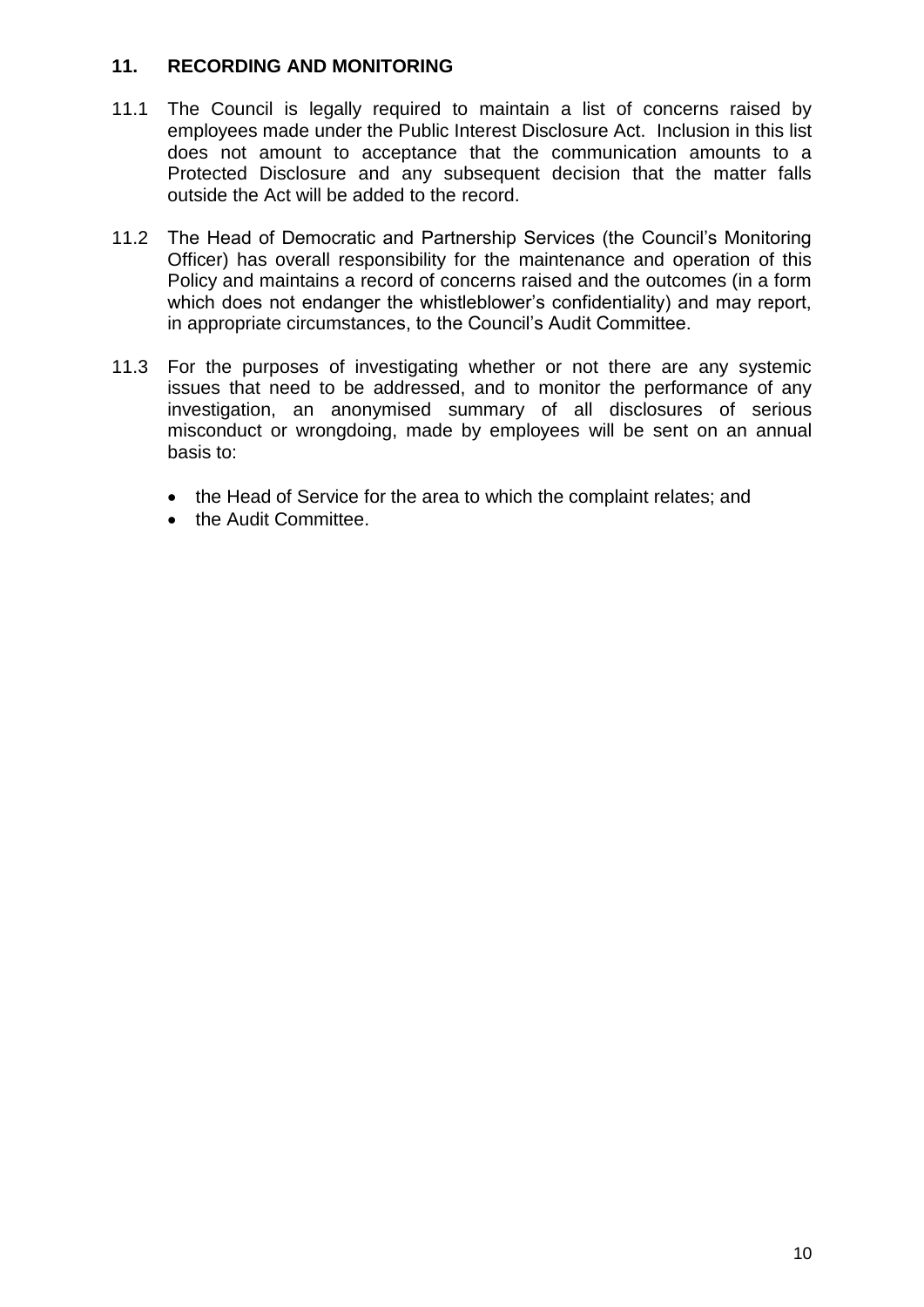## 11. RECORDING AND MONITORING

11.1 The Council is legally required to maintain a list of concerns raised by employees made under the Public Interest Disclosure Act. Inclusion in this list does not amount to acceptance that the communication amounts to a Protected Disclosure and any subsequent decision that the matter falls outside the Act will be added to the record.

11.2 The Head of Democratic and Partnership Services (the Council's Monitoring Officer) has overall responsibility for the maintenance and operation of this Policy and maintains a record of concerns raised and the outcomes (in a form which does not endanger the whistleblower's confidentiality) and may report, in appropriate circumstances, to the Council's Audit Committee.

11.3 For the purposes of investigating whether or not there are any systemic issues that need to be addressed, and to monitor the performance of any investigation, an anonymised summary of all disclosures of serious misconduct or wrongdoing, made by employees will be sent on an annual basis to:

- the Head of Service for the area to which the complaint relates; and
- the Audit Committee.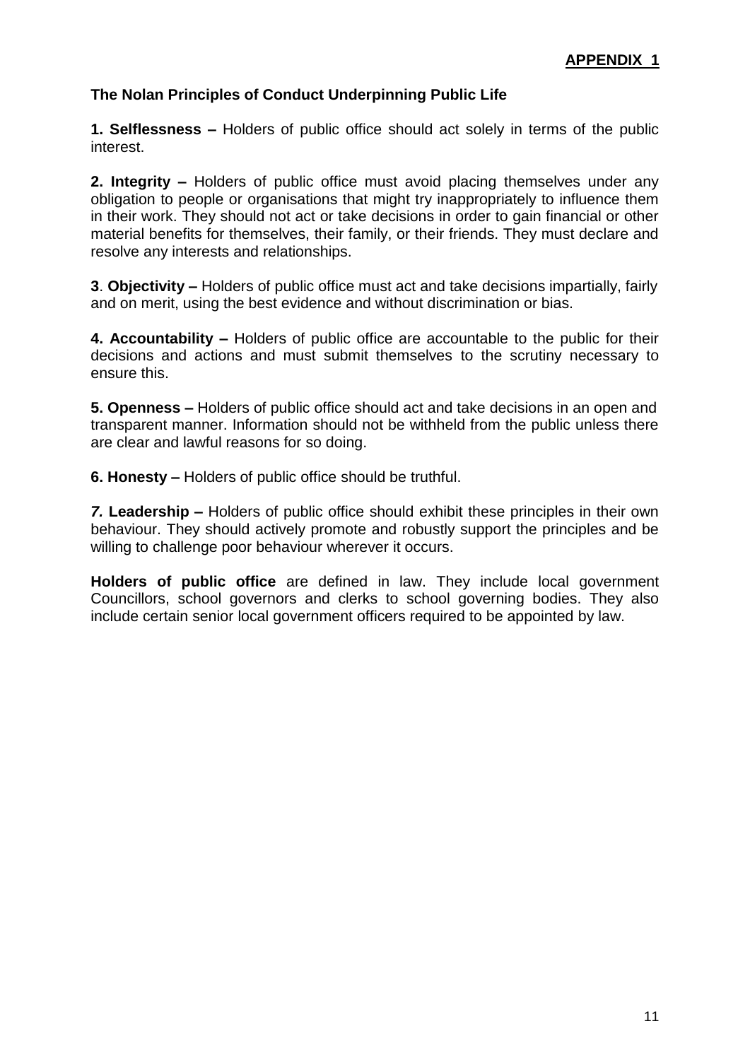**APPENDIX 1**

**The Nolan Principles of Conduct Underpinning Public Life**

**1. Selflessness –** Holders of public office should act solely in terms of the public interest.

**2. Integrity –** Holders of public office must avoid placing themselves under any obligation to people or organisations that might try inappropriately to influence them in their work. They should not act or take decisions in order to gain financial or other material benefits for themselves, their family, or their friends. They must declare and resolve any interests and relationships.

**3**. **Objectivity –** Holders of public office must act and take decisions impartially, fairly and on merit, using the best evidence and without discrimination or bias.

**4. Accountability –** Holders of public office are accountable to the public for their decisions and actions and must submit themselves to the scrutiny necessary to ensure this.

**5. Openness –** Holders of public office should act and take decisions in an open and transparent manner. Information should not be withheld from the public unless there are clear and lawful reasons for so doing.

**6. Honesty –** Holders of public office should be truthful.

***7.*** **Leadership –** Holders of public office should exhibit these principles in their own behaviour. They should actively promote and robustly support the principles and be willing to challenge poor behaviour wherever it occurs.

**Holders of public office** are defined in law. They include local government Councillors, school governors and clerks to school governing bodies. They also include certain senior local government officers required to be appointed by law.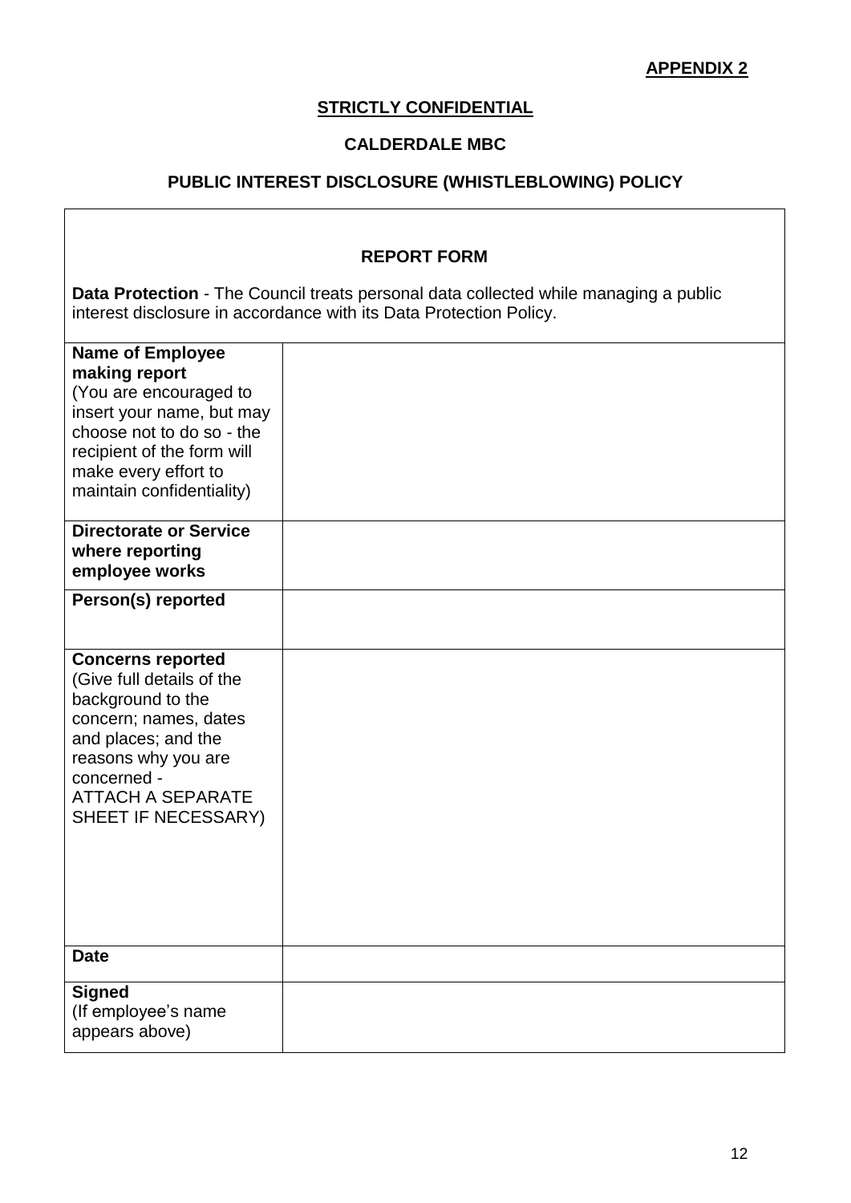**APPENDIX 2**

**STRICTLY CONFIDENTIAL**

**CALDERDALE MBC**

**PUBLIC INTEREST DISCLOSURE (WHISTLEBLOWING) POLICY**

## REPORT FORM

**Data Protection** - The Council treats personal data collected while managing a public interest disclosure in accordance with its Data Protection Policy.

| | |
|---|---|
| **Name of Employee making report** (You are encouraged to insert your name, but may choose not to do so - the recipient of the form will make every effort to maintain confidentiality) | |
| **Directorate or Service where reporting employee works** | |
| **Person(s) reported** | |
| **Concerns reported** (Give full details of the background to the concern; names, dates and places; and the reasons why you are concerned - ATTACH A SEPARATE SHEET IF NECESSARY) | |
| **Date** | |
| **Signed** (If employee's name appears above) | |